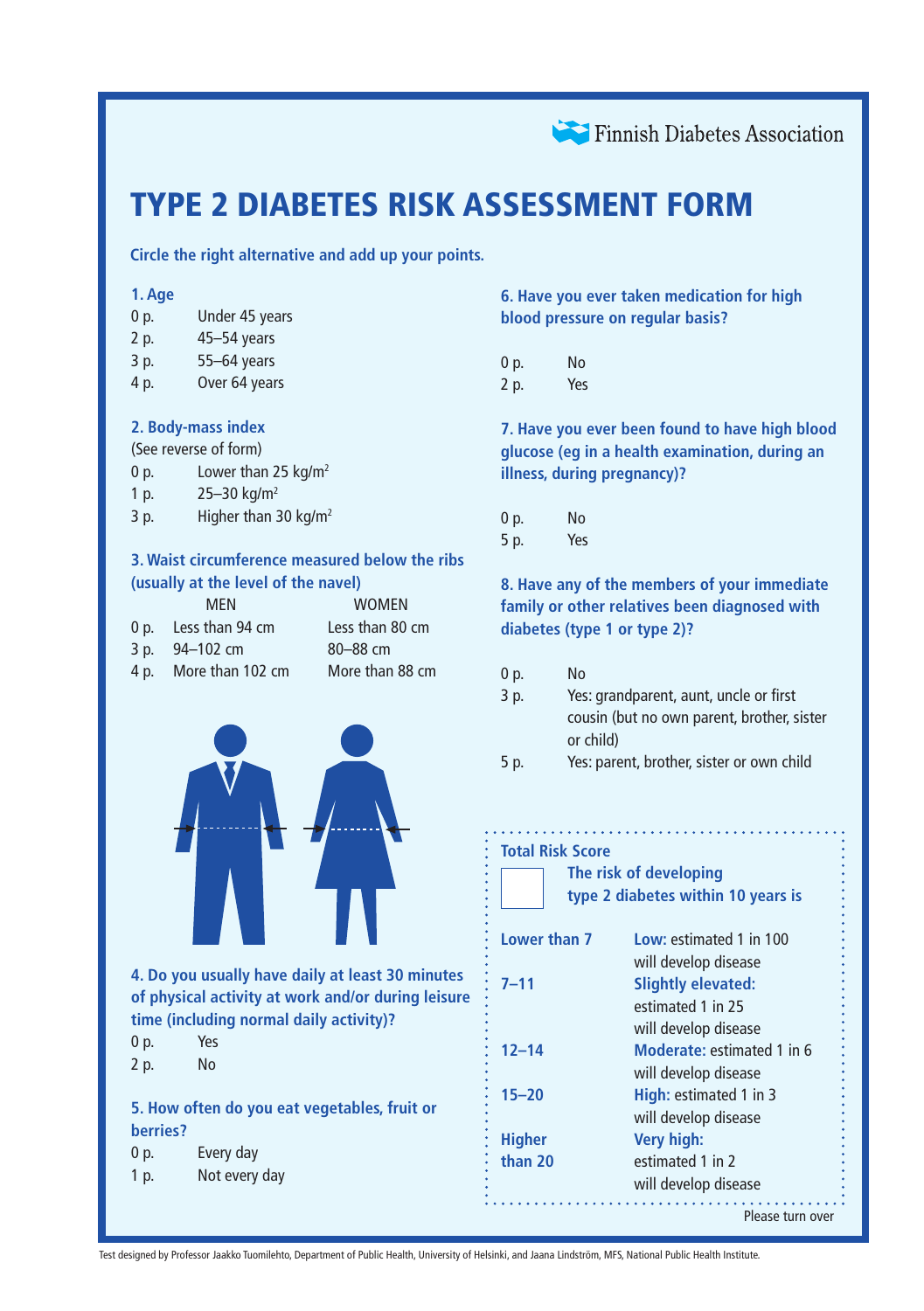Finnish Diabetes Association

# TYPE 2 DIABETES RISK ASSESSMENT FORM

**Circle the right alternative and add up your points.**

### 1. Age

| | |
|---|---|
| 0 p. | Under 45 years |
| 2 p. | 45–54 years |
| 3 p. | 55–64 years |
| 4 p. | Over 64 years |

### 2. Body-mass index

(See reverse of form)

| | |
|---|---|
| 0 p. | Lower than 25 kg/m$^2$ |
| 1 p. | 25–30 kg/m$^2$ |
| 3 p. | Higher than 30 kg/m$^2$ |

### 3. Waist circumference measured below the ribs (usually at the level of the navel)

| | MEN | WOMEN |
|---|---|---|
| 0 p. | Less than 94 cm | Less than 80 cm |
| 3 p. | 94–102 cm | 80–88 cm |
| 4 p. | More than 102 cm | More than 88 cm |

### 4. Do you usually have daily at least 30 minutes of physical activity at work and/or during leisure time (including normal daily activity)?

| | |
|---|---|
| 0 p. | Yes |
| 2 p. | No |

### 5. How often do you eat vegetables, fruit or berries?

| | |
|---|---|
| 0 p. | Every day |
| 1 p. | Not every day |

### 6. Have you ever taken medication for high blood pressure on regular basis?

| | |
|---|---|
| 0 p. | No |
| 2 p. | Yes |

### 7. Have you ever been found to have high blood glucose (eg in a health examination, during an illness, during pregnancy)?

| | |
|---|---|
| 0 p. | No |
| 5 p. | Yes |

### 8. Have any of the members of your immediate family or other relatives been diagnosed with diabetes (type 1 or type 2)?

| | |
|---|---|
| 0 p. | No |
| 3 p. | Yes: grandparent, aunt, uncle or first cousin (but no own parent, brother, sister or child) |
| 5 p. | Yes: parent, brother, sister or own child |

**Total Risk Score**

**The risk of developing type 2 diabetes within 10 years is**

| Total Risk Score | Risk |
|---|---|
| **Lower than 7** | **Low:** estimated 1 in 100 will develop disease |
| **7–11** | **Slightly elevated:** estimated 1 in 25 will develop disease |
| **12–14** | **Moderate:** estimated 1 in 6 will develop disease |
| **15–20** | **High:** estimated 1 in 3 will develop disease |
| **Higher than 20** | **Very high:** estimated 1 in 2 will develop disease |

Please turn over

Test designed by Professor Jaakko Tuomilehto, Department of Public Health, University of Helsinki, and Jaana Lindström, MFS, National Public Health Institute.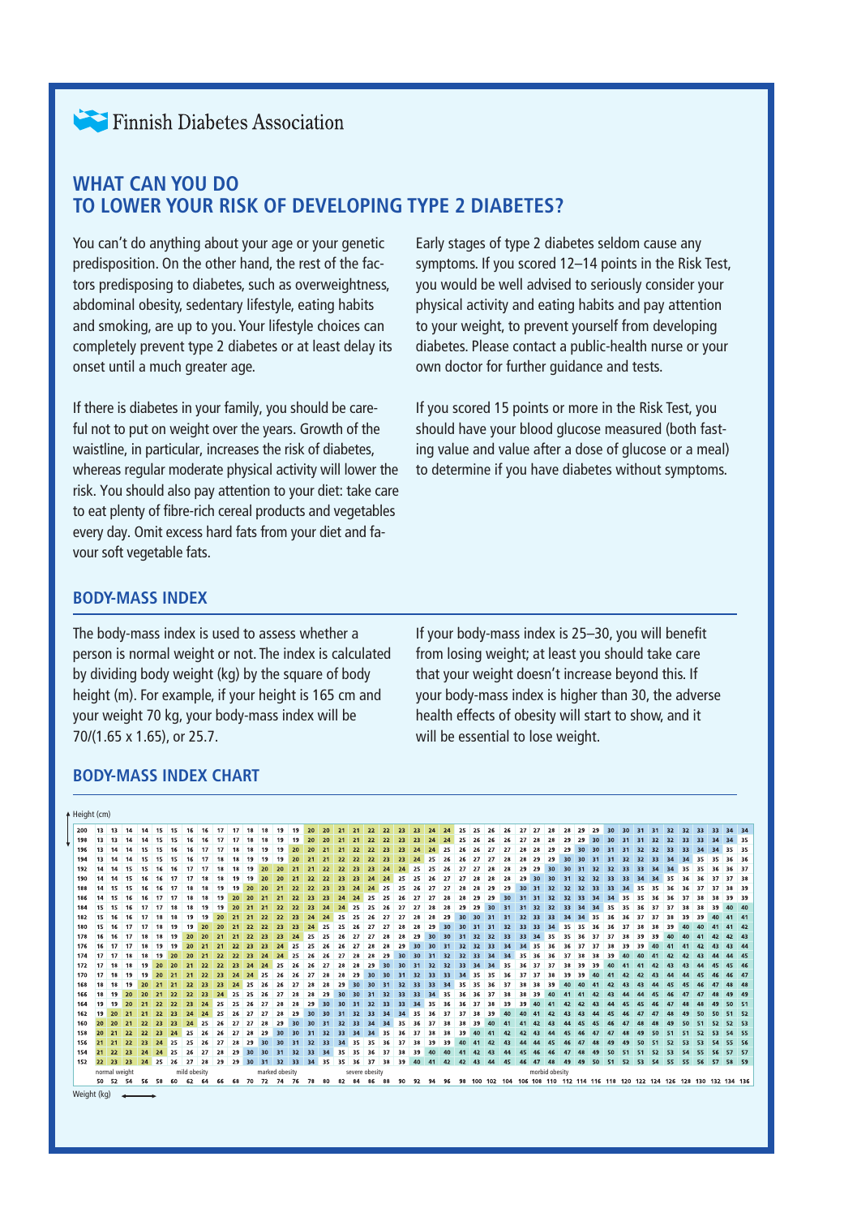## WHAT CAN YOU DO TO LOWER YOUR RISK OF DEVELOPING TYPE 2 DIABETES?

You can't do anything about your age or your genetic predisposition. On the other hand, the rest of the factors predisposing to diabetes, such as overweightness, abdominal obesity, sedentary lifestyle, eating habits and smoking, are up to you. Your lifestyle choices can completely prevent type 2 diabetes or at least delay its onset until a much greater age.

If there is diabetes in your family, you should be careful not to put on weight over the years. Growth of the waistline, in particular, increases the risk of diabetes, whereas regular moderate physical activity will lower the risk. You should also pay attention to your diet: take care to eat plenty of fibre-rich cereal products and vegetables every day. Omit excess hard fats from your diet and favour soft vegetable fats.

Early stages of type 2 diabetes seldom cause any symptoms. If you scored 12–14 points in the Risk Test, you would be well advised to seriously consider your physical activity and eating habits and pay attention to your weight, to prevent yourself from developing diabetes. Please contact a public-health nurse or your own doctor for further guidance and tests.

If you scored 15 points or more in the Risk Test, you should have your blood glucose measured (both fasting value and value after a dose of glucose or a meal) to determine if you have diabetes without symptoms.

## BODY-MASS INDEX

The body-mass index is used to assess whether a person is normal weight or not. The index is calculated by dividing body weight (kg) by the square of body height (m). For example, if your height is 165 cm and your weight 70 kg, your body-mass index will be 70/(1.65 x 1.65), or 25.7.

If your body-mass index is 25–30, you will benefit from losing weight; at least you should take care that your weight doesn't increase beyond this. If your body-mass index is higher than 30, the adverse health effects of obesity will start to show, and it will be essential to lose weight.

## BODY-MASS INDEX CHART

| Height (cm) | 50 | 52 | 54 | 56 | 58 | 60 | 62 | 64 | 66 | 68 | 70 | 72 | 74 | 76 | 78 | 80 | 82 | 84 | 86 | 88 | 90 | 92 | 94 | 96 | 98 | 100 | 102 | 104 | 106 | 108 | 110 | 112 | 114 | 116 | 118 | 120 | 122 | 124 | 126 | 128 | 130 | 132 | 134 | 136 |
|---|---|---|---|---|---|---|---|---|---|---|---|---|---|---|---|---|---|---|---|---|---|---|---|---|---|---|---|---|---|---|---|---|---|---|---|---|---|---|---|---|---|---|---|---|
| 200 | 13 | 13 | 14 | 14 | 15 | 15 | 16 | 16 | 17 | 17 | 18 | 18 | 19 | 19 | 20 | 20 | 21 | 21 | 22 | 22 | 23 | 23 | 24 | 24 | 25 | 25 | 26 | 26 | 27 | 27 | 28 | 28 | 29 | 29 | 30 | 30 | 31 | 31 | 32 | 32 | 33 | 33 | 34 | 34 |
| 198 | 13 | 13 | 14 | 14 | 15 | 15 | 16 | 16 | 17 | 17 | 18 | 18 | 19 | 19 | 20 | 20 | 21 | 21 | 22 | 22 | 23 | 23 | 24 | 24 | 25 | 26 | 26 | 27 | 27 | 28 | 28 | 29 | 29 | 30 | 30 | 31 | 31 | 32 | 32 | 33 | 33 | 34 | 34 | 35 |
| 196 | 13 | 14 | 14 | 15 | 15 | 16 | 16 | 17 | 17 | 18 | 18 | 19 | 19 | 20 | 20 | 21 | 21 | 22 | 22 | 23 | 23 | 24 | 24 | 25 | 26 | 26 | 27 | 27 | 28 | 28 | 29 | 29 | 30 | 30 | 31 | 31 | 32 | 32 | 33 | 33 | 34 | 34 | 35 | 35 |
| 194 | 13 | 14 | 14 | 15 | 15 | 16 | 16 | 17 | 18 | 18 | 19 | 19 | 20 | 20 | 21 | 21 | 22 | 22 | 23 | 23 | 24 | 24 | 25 | 26 | 26 | 27 | 27 | 28 | 28 | 29 | 29 | 30 | 30 | 31 | 31 | 32 | 32 | 33 | 33 | 34 | 35 | 35 | 36 | 36 |
| 192 | 14 | 14 | 15 | 15 | 16 | 16 | 17 | 17 | 18 | 18 | 19 | 20 | 20 | 21 | 21 | 22 | 22 | 23 | 23 | 24 | 24 | 25 | 25 | 26 | 27 | 27 | 28 | 28 | 29 | 29 | 30 | 30 | 31 | 31 | 32 | 33 | 33 | 34 | 34 | 35 | 35 | 36 | 36 | 37 |
| 190 | 14 | 14 | 15 | 16 | 16 | 17 | 17 | 18 | 18 | 19 | 19 | 20 | 20 | 21 | 22 | 22 | 23 | 23 | 24 | 24 | 25 | 25 | 26 | 27 | 27 | 28 | 28 | 29 | 29 | 30 | 30 | 31 | 32 | 32 | 33 | 33 | 34 | 34 | 35 | 35 | 36 | 37 | 37 | 38 |
| 188 | 14 | 15 | 15 | 16 | 16 | 17 | 18 | 18 | 19 | 19 | 20 | 20 | 21 | 22 | 22 | 23 | 23 | 24 | 24 | 25 | 25 | 26 | 27 | 27 | 28 | 28 | 29 | 29 | 30 | 31 | 31 | 32 | 32 | 33 | 33 | 34 | 35 | 35 | 36 | 36 | 37 | 37 | 38 | 38 |
| 186 | 14 | 15 | 16 | 16 | 17 | 17 | 18 | 18 | 19 | 20 | 20 | 21 | 21 | 22 | 23 | 23 | 24 | 24 | 25 | 25 | 26 | 27 | 27 | 28 | 28 | 29 | 29 | 30 | 31 | 31 | 32 | 32 | 33 | 34 | 34 | 35 | 35 | 36 | 36 | 37 | 38 | 38 | 39 | 39 |
| 184 | 15 | 15 | 16 | 17 | 17 | 18 | 18 | 19 | 19 | 20 | 21 | 21 | 22 | 22 | 23 | 24 | 24 | 25 | 25 | 26 | 27 | 27 | 28 | 28 | 29 | 30 | 30 | 31 | 31 | 32 | 32 | 33 | 34 | 34 | 35 | 35 | 36 | 37 | 37 | 38 | 38 | 39 | 40 | 40 |
| 182 | 15 | 16 | 16 | 17 | 18 | 18 | 19 | 19 | 20 | 21 | 21 | 22 | 22 | 23 | 24 | 24 | 25 | 25 | 26 | 27 | 27 | 28 | 28 | 29 | 30 | 30 | 31 | 31 | 32 | 33 | 33 | 34 | 34 | 35 | 36 | 36 | 37 | 37 | 38 | 39 | 39 | 40 | 40 | 41 |
| 180 | 15 | 16 | 17 | 17 | 18 | 19 | 19 | 20 | 20 | 21 | 22 | 22 | 23 | 23 | 24 | 25 | 25 | 26 | 27 | 27 | 28 | 28 | 29 | 30 | 30 | 31 | 31 | 32 | 33 | 33 | 34 | 35 | 35 | 36 | 36 | 37 | 38 | 38 | 39 | 40 | 40 | 41 | 41 | 42 |
| 178 | 16 | 16 | 17 | 18 | 18 | 19 | 20 | 20 | 21 | 21 | 22 | 23 | 23 | 24 | 25 | 25 | 26 | 27 | 27 | 28 | 28 | 29 | 30 | 30 | 31 | 32 | 32 | 33 | 33 | 34 | 35 | 35 | 36 | 37 | 37 | 38 | 39 | 39 | 40 | 40 | 41 | 42 | 42 | 43 |
| 176 | 16 | 17 | 17 | 18 | 19 | 19 | 20 | 21 | 21 | 22 | 23 | 23 | 24 | 25 | 25 | 26 | 26 | 27 | 28 | 28 | 29 | 30 | 30 | 31 | 32 | 32 | 33 | 34 | 34 | 35 | 36 | 36 | 37 | 37 | 38 | 39 | 39 | 40 | 41 | 41 | 42 | 43 | 43 | 44 |
| 174 | 17 | 17 | 18 | 18 | 19 | 20 | 20 | 21 | 22 | 22 | 23 | 24 | 24 | 25 | 26 | 26 | 27 | 28 | 28 | 29 | 30 | 30 | 31 | 32 | 32 | 33 | 34 | 34 | 35 | 36 | 36 | 37 | 38 | 38 | 39 | 40 | 40 | 41 | 42 | 42 | 43 | 44 | 44 | 45 |
| 172 | 17 | 18 | 18 | 19 | 20 | 20 | 21 | 22 | 22 | 23 | 24 | 24 | 25 | 26 | 26 | 27 | 28 | 28 | 29 | 30 | 30 | 31 | 32 | 32 | 33 | 34 | 34 | 35 | 36 | 37 | 37 | 38 | 39 | 39 | 40 | 41 | 41 | 42 | 43 | 43 | 44 | 45 | 45 | 46 |
| 170 | 17 | 18 | 19 | 19 | 20 | 21 | 21 | 22 | 23 | 24 | 24 | 25 | 26 | 26 | 27 | 28 | 28 | 29 | 30 | 30 | 31 | 32 | 33 | 33 | 34 | 35 | 35 | 36 | 37 | 37 | 38 | 39 | 39 | 40 | 41 | 42 | 42 | 43 | 44 | 44 | 45 | 46 | 46 | 47 |
| 168 | 18 | 18 | 19 | 20 | 21 | 21 | 22 | 23 | 23 | 24 | 25 | 26 | 26 | 27 | 28 | 28 | 29 | 30 | 30 | 31 | 32 | 33 | 33 | 34 | 35 | 35 | 36 | 37 | 38 | 38 | 39 | 40 | 40 | 41 | 42 | 43 | 43 | 44 | 45 | 45 | 46 | 47 | 47 | 48 |
| 166 | 18 | 19 | 20 | 20 | 21 | 22 | 22 | 23 | 24 | 25 | 25 | 26 | 27 | 28 | 28 | 29 | 30 | 30 | 31 | 32 | 33 | 33 | 34 | 35 | 36 | 36 | 37 | 38 | 38 | 39 | 40 | 41 | 41 | 42 | 43 | 44 | 44 | 45 | 46 | 46 | 47 | 48 | 49 | 49 |
| 164 | 19 | 19 | 20 | 21 | 22 | 22 | 23 | 24 | 25 | 25 | 26 | 27 | 28 | 28 | 29 | 30 | 30 | 31 | 32 | 33 | 33 | 34 | 35 | 36 | 36 | 37 | 38 | 39 | 39 | 40 | 41 | 42 | 42 | 43 | 44 | 45 | 45 | 46 | 47 | 48 | 48 | 49 | 50 | 51 |
| 162 | 19 | 20 | 21 | 21 | 22 | 23 | 24 | 24 | 25 | 26 | 27 | 27 | 28 | 29 | 30 | 30 | 31 | 32 | 33 | 34 | 34 | 35 | 36 | 37 | 37 | 38 | 39 | 40 | 40 | 41 | 42 | 43 | 43 | 44 | 45 | 46 | 46 | 47 | 48 | 49 | 50 | 50 | 51 | 52 |
| 160 | 20 | 20 | 21 | 22 | 23 | 23 | 24 | 25 | 26 | 27 | 27 | 28 | 29 | 30 | 30 | 31 | 32 | 33 | 34 | 34 | 35 | 36 | 37 | 38 | 38 | 39 | 40 | 41 | 41 | 42 | 43 | 44 | 45 | 45 | 46 | 47 | 48 | 48 | 49 | 50 | 51 | 52 | 52 | 53 |
| 158 | 20 | 21 | 22 | 22 | 23 | 24 | 25 | 26 | 26 | 27 | 28 | 29 | 30 | 30 | 31 | 32 | 33 | 34 | 34 | 35 | 36 | 37 | 38 | 38 | 39 | 40 | 41 | 42 | 42 | 43 | 44 | 45 | 46 | 46 | 47 | 48 | 49 | 50 | 50 | 51 | 52 | 53 | 54 | 54 |
| 156 | 21 | 21 | 22 | 23 | 24 | 25 | 25 | 26 | 27 | 28 | 29 | 30 | 30 | 31 | 32 | 33 | 34 | 35 | 35 | 36 | 37 | 38 | 39 | 39 | 40 | 41 | 42 | 43 | 44 | 44 | 45 | 46 | 47 | 48 | 48 | 49 | 50 | 51 | 52 | 53 | 53 | 54 | 55 | 56 |
| 154 | 21 | 22 | 23 | 24 | 24 | 25 | 26 | 27 | 28 | 29 | 30 | 30 | 31 | 32 | 33 | 34 | 35 | 35 | 36 | 37 | 38 | 39 | 40 | 40 | 41 | 42 | 43 | 44 | 45 | 46 | 46 | 47 | 48 | 49 | 50 | 51 | 51 | 52 | 53 | 54 | 55 | 56 | 57 | 57 |
| 152 | 22 | 23 | 23 | 24 | 25 | 26 | 27 | 28 | 29 | 29 | 30 | 31 | 32 | 33 | 34 | 35 | 35 | 36 | 37 | 38 | 39 | 40 | 41 | 42 | 42 | 43 | 44 | 45 | 46 | 47 | 48 | 48 | 49 | 50 | 51 | 52 | 53 | 54 | 55 | 55 | 56 | 57 | 58 | 59 |

normal weight, mild obesity, marked obesity, severe obesity, morbid obesity

Weight (kg)